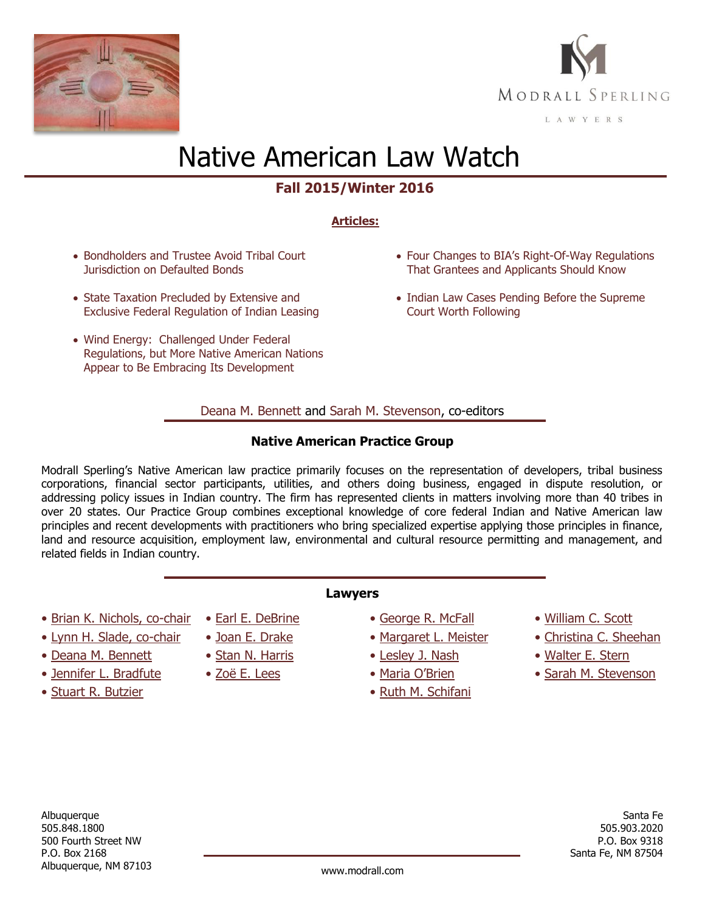MODRALL SPERLING

LAWYERS

# Native American Law Watch

## Fall 2015/Winter 2016

**Articles:**

- Bondholders and Trustee Avoid Tribal Court Jurisdiction on Defaulted Bonds
- State Taxation Precluded by Extensive and Exclusive Federal Regulation of Indian Leasing
- Wind Energy: Challenged Under Federal Regulations, but More Native American Nations Appear to Be Embracing Its Development
- Four Changes to BIA's Right-Of-Way Regulations That Grantees and Applicants Should Know
- Indian Law Cases Pending Before the Supreme Court Worth Following

Deana M. Bennett and Sarah M. Stevenson, co-editors

### Native American Practice Group

Modrall Sperling's Native American law practice primarily focuses on the representation of developers, tribal business corporations, financial sector participants, utilities, and others doing business, engaged in dispute resolution, or addressing policy issues in Indian country. The firm has represented clients in matters involving more than 40 tribes in over 20 states. Our Practice Group combines exceptional knowledge of core federal Indian and Native American law principles and recent developments with practitioners who bring specialized expertise applying those principles in finance, land and resource acquisition, employment law, environmental and cultural resource permitting and management, and related fields in Indian country.

### Lawyers

- Brian K. Nichols, co-chair
- Lynn H. Slade, co-chair
- Deana M. Bennett
- Jennifer L. Bradfute
- Stuart R. Butzier
- Earl E. DeBrine
- Joan E. Drake
- Stan N. Harris
- Zoë E. Lees
- George R. McFall
- Margaret L. Meister
- Lesley J. Nash
- Maria O'Brien
- Ruth M. Schifani
- William C. Scott
- Christina C. Sheehan
- Walter E. Stern
- Sarah M. Stevenson

Albuquerque
505.848.1800
500 Fourth Street NW
P.O. Box 2168
Albuquerque, NM 87103

Santa Fe
505.903.2020
P.O. Box 9318
Santa Fe, NM 87504

www.modrall.com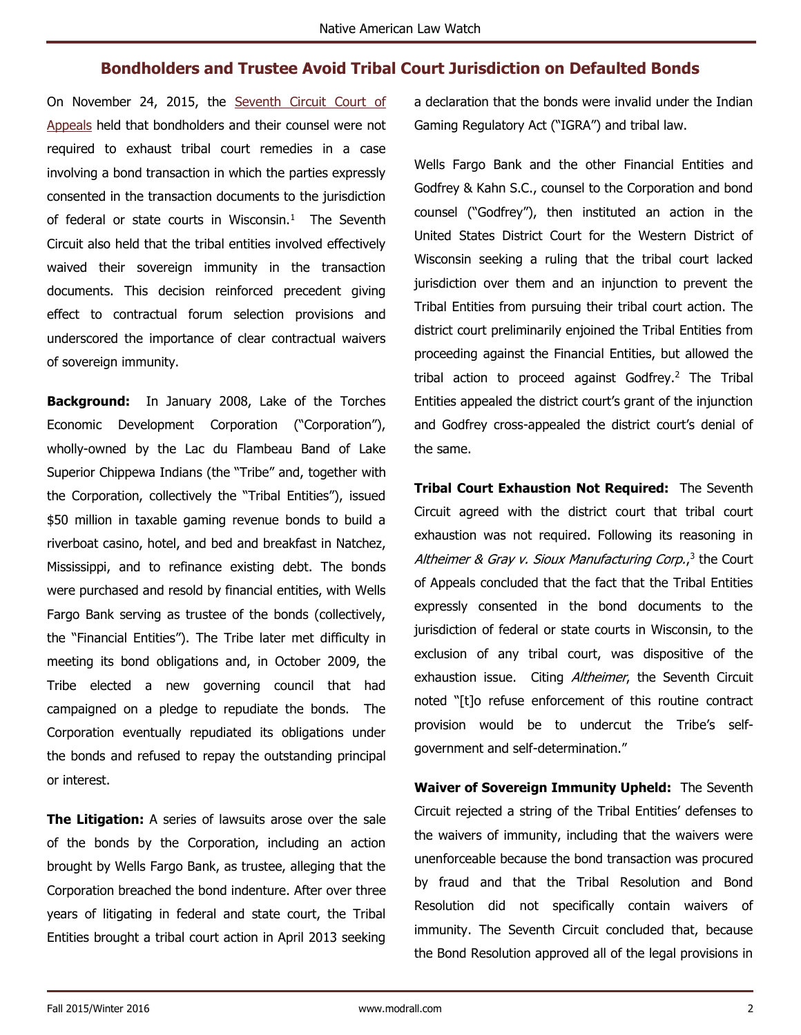## Bondholders and Trustee Avoid Tribal Court Jurisdiction on Defaulted Bonds

On November 24, 2015, the Seventh Circuit Court of Appeals held that bondholders and their counsel were not required to exhaust tribal court remedies in a case involving a bond transaction in which the parties expressly consented in the transaction documents to the jurisdiction of federal or state courts in Wisconsin.[1] The Seventh Circuit also held that the tribal entities involved effectively waived their sovereign immunity in the transaction documents. This decision reinforced precedent giving effect to contractual forum selection provisions and underscored the importance of clear contractual waivers of sovereign immunity.

**Background:** In January 2008, Lake of the Torches Economic Development Corporation ("Corporation"), wholly-owned by the Lac du Flambeau Band of Lake Superior Chippewa Indians (the "Tribe" and, together with the Corporation, collectively the "Tribal Entities"), issued $50 million in taxable gaming revenue bonds to build a riverboat casino, hotel, and bed and breakfast in Natchez, Mississippi, and to refinance existing debt. The bonds were purchased and resold by financial entities, with Wells Fargo Bank serving as trustee of the bonds (collectively, the "Financial Entities"). The Tribe later met difficulty in meeting its bond obligations and, in October 2009, the Tribe elected a new governing council that had campaigned on a pledge to repudiate the bonds. The Corporation eventually repudiated its obligations under the bonds and refused to repay the outstanding principal or interest.

**The Litigation:** A series of lawsuits arose over the sale of the bonds by the Corporation, including an action brought by Wells Fargo Bank, as trustee, alleging that the Corporation breached the bond indenture. After over three years of litigating in federal and state court, the Tribal Entities brought a tribal court action in April 2013 seeking a declaration that the bonds were invalid under the Indian Gaming Regulatory Act ("IGRA") and tribal law.

Wells Fargo Bank and the other Financial Entities and Godfrey & Kahn S.C., counsel to the Corporation and bond counsel ("Godfrey"), then instituted an action in the United States District Court for the Western District of Wisconsin seeking a ruling that the tribal court lacked jurisdiction over them and an injunction to prevent the Tribal Entities from pursuing their tribal court action. The district court preliminarily enjoined the Tribal Entities from proceeding against the Financial Entities, but allowed the tribal action to proceed against Godfrey.[2] The Tribal Entities appealed the district court's grant of the injunction and Godfrey cross-appealed the district court's denial of the same.

**Tribal Court Exhaustion Not Required:** The Seventh Circuit agreed with the district court that tribal court exhaustion was not required. Following its reasoning in *Altheimer & Gray v. Sioux Manufacturing Corp.*,[3] the Court of Appeals concluded that the fact that the Tribal Entities expressly consented in the bond documents to the jurisdiction of federal or state courts in Wisconsin, to the exclusion of any tribal court, was dispositive of the exhaustion issue. Citing *Altheimer*, the Seventh Circuit noted "[t]o refuse enforcement of this routine contract provision would be to undercut the Tribe's self-government and self-determination."

**Waiver of Sovereign Immunity Upheld:** The Seventh Circuit rejected a string of the Tribal Entities' defenses to the waivers of immunity, including that the waivers were unenforceable because the bond transaction was procured by fraud and that the Tribal Resolution and Bond Resolution did not specifically contain waivers of immunity. The Seventh Circuit concluded that, because the Bond Resolution approved all of the legal provisions in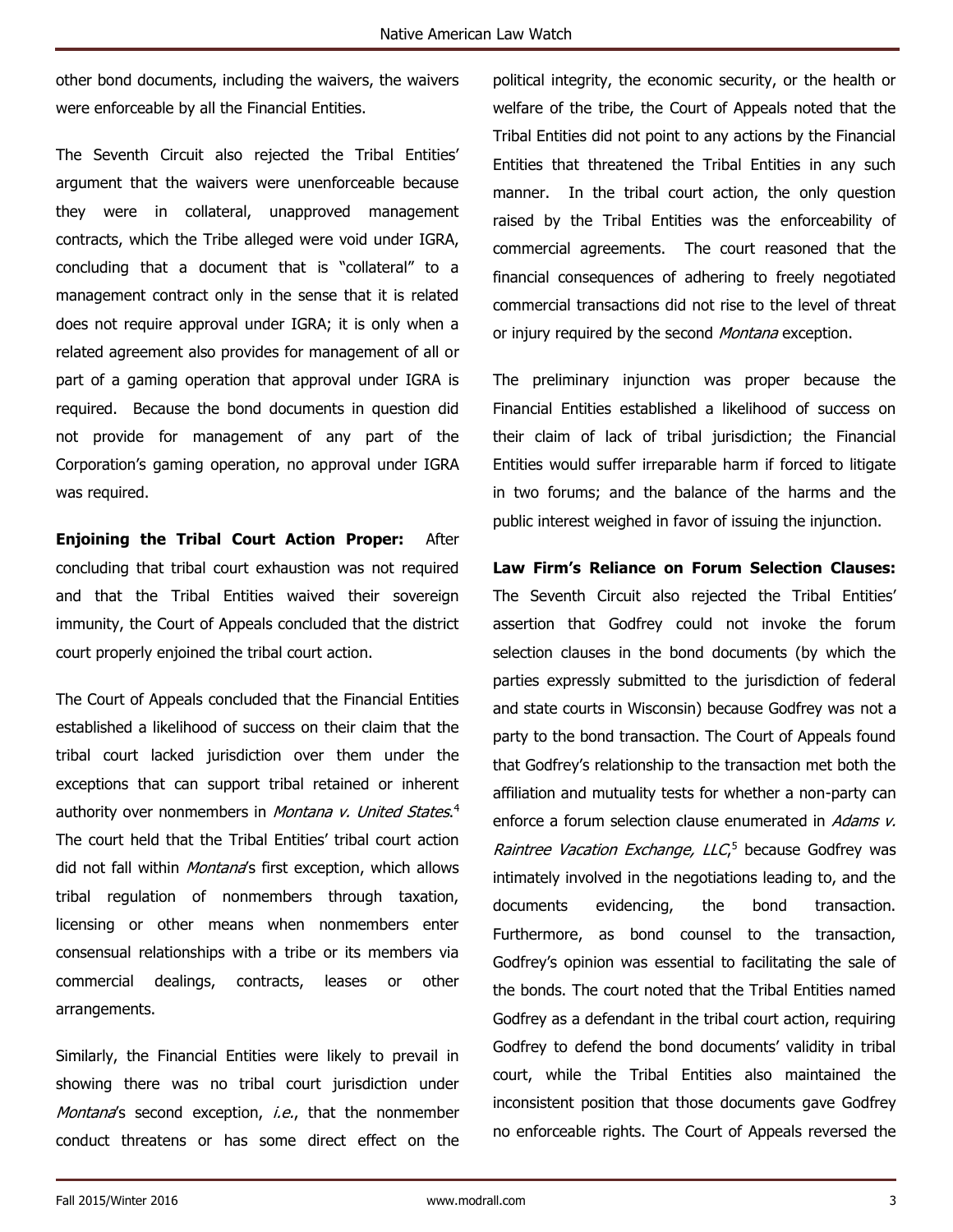other bond documents, including the waivers, the waivers were enforceable by all the Financial Entities.

The Seventh Circuit also rejected the Tribal Entities' argument that the waivers were unenforceable because they were in collateral, unapproved management contracts, which the Tribe alleged were void under IGRA, concluding that a document that is "collateral" to a management contract only in the sense that it is related does not require approval under IGRA; it is only when a related agreement also provides for management of all or part of a gaming operation that approval under IGRA is required. Because the bond documents in question did not provide for management of any part of the Corporation's gaming operation, no approval under IGRA was required.

**Enjoining the Tribal Court Action Proper:** After concluding that tribal court exhaustion was not required and that the Tribal Entities waived their sovereign immunity, the Court of Appeals concluded that the district court properly enjoined the tribal court action.

The Court of Appeals concluded that the Financial Entities established a likelihood of success on their claim that the tribal court lacked jurisdiction over them under the exceptions that can support tribal retained or inherent authority over nonmembers in *Montana v. United States*.[4] The court held that the Tribal Entities' tribal court action did not fall within *Montana*'s first exception, which allows tribal regulation of nonmembers through taxation, licensing or other means when nonmembers enter consensual relationships with a tribe or its members via commercial dealings, contracts, leases or other arrangements.

Similarly, the Financial Entities were likely to prevail in showing there was no tribal court jurisdiction under *Montana*'s second exception, *i.e.*, that the nonmember conduct threatens or has some direct effect on the political integrity, the economic security, or the health or welfare of the tribe, the Court of Appeals noted that the Tribal Entities did not point to any actions by the Financial Entities that threatened the Tribal Entities in any such manner. In the tribal court action, the only question raised by the Tribal Entities was the enforceability of commercial agreements. The court reasoned that the financial consequences of adhering to freely negotiated commercial transactions did not rise to the level of threat or injury required by the second *Montana* exception.

The preliminary injunction was proper because the Financial Entities established a likelihood of success on their claim of lack of tribal jurisdiction; the Financial Entities would suffer irreparable harm if forced to litigate in two forums; and the balance of the harms and the public interest weighed in favor of issuing the injunction.

**Law Firm's Reliance on Forum Selection Clauses:** The Seventh Circuit also rejected the Tribal Entities' assertion that Godfrey could not invoke the forum selection clauses in the bond documents (by which the parties expressly submitted to the jurisdiction of federal and state courts in Wisconsin) because Godfrey was not a party to the bond transaction. The Court of Appeals found that Godfrey's relationship to the transaction met both the affiliation and mutuality tests for whether a non-party can enforce a forum selection clause enumerated in *Adams v. Raintree Vacation Exchange, LLC*,[5] because Godfrey was intimately involved in the negotiations leading to, and the documents evidencing, the bond transaction. Furthermore, as bond counsel to the transaction, Godfrey's opinion was essential to facilitating the sale of the bonds. The court noted that the Tribal Entities named Godfrey as a defendant in the tribal court action, requiring Godfrey to defend the bond documents' validity in tribal court, while the Tribal Entities also maintained the inconsistent position that those documents gave Godfrey no enforceable rights. The Court of Appeals reversed the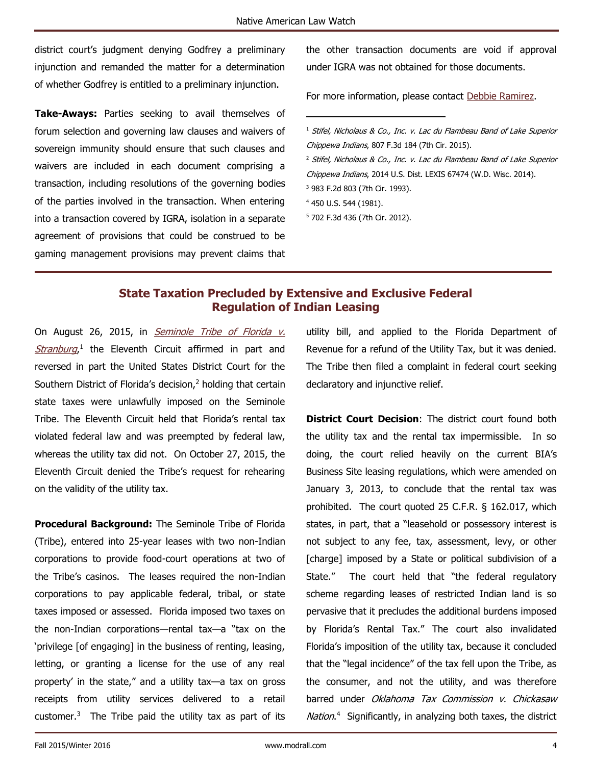district court's judgment denying Godfrey a preliminary injunction and remanded the matter for a determination of whether Godfrey is entitled to a preliminary injunction.

**Take-Aways:** Parties seeking to avail themselves of forum selection and governing law clauses and waivers of sovereign immunity should ensure that such clauses and waivers are included in each document comprising a transaction, including resolutions of the governing bodies of the parties involved in the transaction. When entering into a transaction covered by IGRA, isolation in a separate agreement of provisions that could be construed to be gaming management provisions may prevent claims that the other transaction documents are void if approval under IGRA was not obtained for those documents.

For more information, please contact Debbie Ramirez.

---

[1] *Stifel, Nicholaus & Co., Inc. v. Lac du Flambeau Band of Lake Superior Chippewa Indians*, 807 F.3d 184 (7th Cir. 2015).

[2] *Stifel, Nicholaus & Co., Inc. v. Lac du Flambeau Band of Lake Superior Chippewa Indians*, 2014 U.S. Dist. LEXIS 67474 (W.D. Wisc. 2014).

[3] 983 F.2d 803 (7th Cir. 1993).

[4] 450 U.S. 544 (1981).

[5] 702 F.3d 436 (7th Cir. 2012).

---

## State Taxation Precluded by Extensive and Exclusive Federal Regulation of Indian Leasing

On August 26, 2015, in *Seminole Tribe of Florida v. Stranburg*,[1] the Eleventh Circuit affirmed in part and reversed in part the United States District Court for the Southern District of Florida's decision,[2] holding that certain state taxes were unlawfully imposed on the Seminole Tribe. The Eleventh Circuit held that Florida's rental tax violated federal law and was preempted by federal law, whereas the utility tax did not. On October 27, 2015, the Eleventh Circuit denied the Tribe's request for rehearing on the validity of the utility tax.

**Procedural Background:** The Seminole Tribe of Florida (Tribe), entered into 25-year leases with two non-Indian corporations to provide food-court operations at two of the Tribe's casinos. The leases required the non-Indian corporations to pay applicable federal, tribal, or state taxes imposed or assessed. Florida imposed two taxes on the non-Indian corporations—rental tax—a "tax on the 'privilege [of engaging] in the business of renting, leasing, letting, or granting a license for the use of any real property' in the state," and a utility tax—a tax on gross receipts from utility services delivered to a retail customer.[3] The Tribe paid the utility tax as part of its utility bill, and applied to the Florida Department of Revenue for a refund of the Utility Tax, but it was denied. The Tribe then filed a complaint in federal court seeking declaratory and injunctive relief.

**District Court Decision**: The district court found both the utility tax and the rental tax impermissible. In so doing, the court relied heavily on the current BIA's Business Site leasing regulations, which were amended on January 3, 2013, to conclude that the rental tax was prohibited. The court quoted 25 C.F.R. § 162.017, which states, in part, that a "leasehold or possessory interest is not subject to any fee, tax, assessment, levy, or other [charge] imposed by a State or political subdivision of a State." The court held that "the federal regulatory scheme regarding leases of restricted Indian land is so pervasive that it precludes the additional burdens imposed by Florida's Rental Tax." The court also invalidated Florida's imposition of the utility tax, because it concluded that the "legal incidence" of the tax fell upon the Tribe, as the consumer, and not the utility, and was therefore barred under *Oklahoma Tax Commission v. Chickasaw Nation*.[4] Significantly, in analyzing both taxes, the district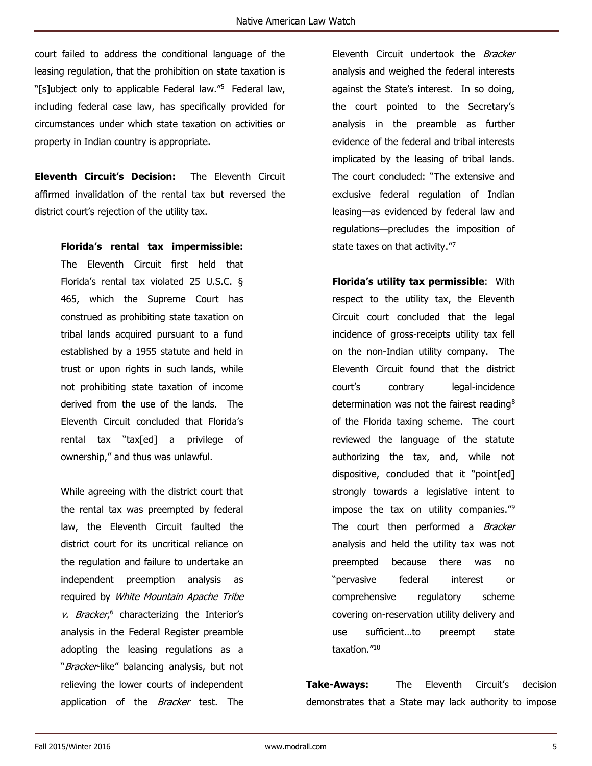court failed to address the conditional language of the leasing regulation, that the prohibition on state taxation is "[s]ubject only to applicable Federal law."[5] Federal law, including federal case law, has specifically provided for circumstances under which state taxation on activities or property in Indian country is appropriate.

**Eleventh Circuit's Decision:** The Eleventh Circuit affirmed invalidation of the rental tax but reversed the district court's rejection of the utility tax.

> **Florida's rental tax impermissible:** The Eleventh Circuit first held that Florida's rental tax violated 25 U.S.C. § 465, which the Supreme Court has construed as prohibiting state taxation on tribal lands acquired pursuant to a fund established by a 1955 statute and held in trust or upon rights in such lands, while not prohibiting state taxation of income derived from the use of the lands. The Eleventh Circuit concluded that Florida's rental tax "tax[ed] a privilege of ownership," and thus was unlawful.
>
> While agreeing with the district court that the rental tax was preempted by federal law, the Eleventh Circuit faulted the district court for its uncritical reliance on the regulation and failure to undertake an independent preemption analysis as required by *White Mountain Apache Tribe v. Bracker*,[6] characterizing the Interior's analysis in the Federal Register preamble adopting the leasing regulations as a "*Bracker*-like" balancing analysis, but not relieving the lower courts of independent application of the *Bracker* test. The Eleventh Circuit undertook the *Bracker* analysis and weighed the federal interests against the State's interest. In so doing, the court pointed to the Secretary's analysis in the preamble as further evidence of the federal and tribal interests implicated by the leasing of tribal lands. The court concluded: "The extensive and exclusive federal regulation of Indian leasing—as evidenced by federal law and regulations—precludes the imposition of state taxes on that activity."[7]
>
> **Florida's utility tax permissible**: With respect to the utility tax, the Eleventh Circuit court concluded that the legal incidence of gross-receipts utility tax fell on the non-Indian utility company. The Eleventh Circuit found that the district court's contrary legal-incidence determination was not the fairest reading[8] of the Florida taxing scheme. The court reviewed the language of the statute authorizing the tax, and, while not dispositive, concluded that it "point[ed] strongly towards a legislative intent to impose the tax on utility companies."[9] The court then performed a *Bracker* analysis and held the utility tax was not preempted because there was no "pervasive federal interest or comprehensive regulatory scheme covering on-reservation utility delivery and use sufficient…to preempt state taxation."[10]

**Take-Aways:** The Eleventh Circuit's decision demonstrates that a State may lack authority to impose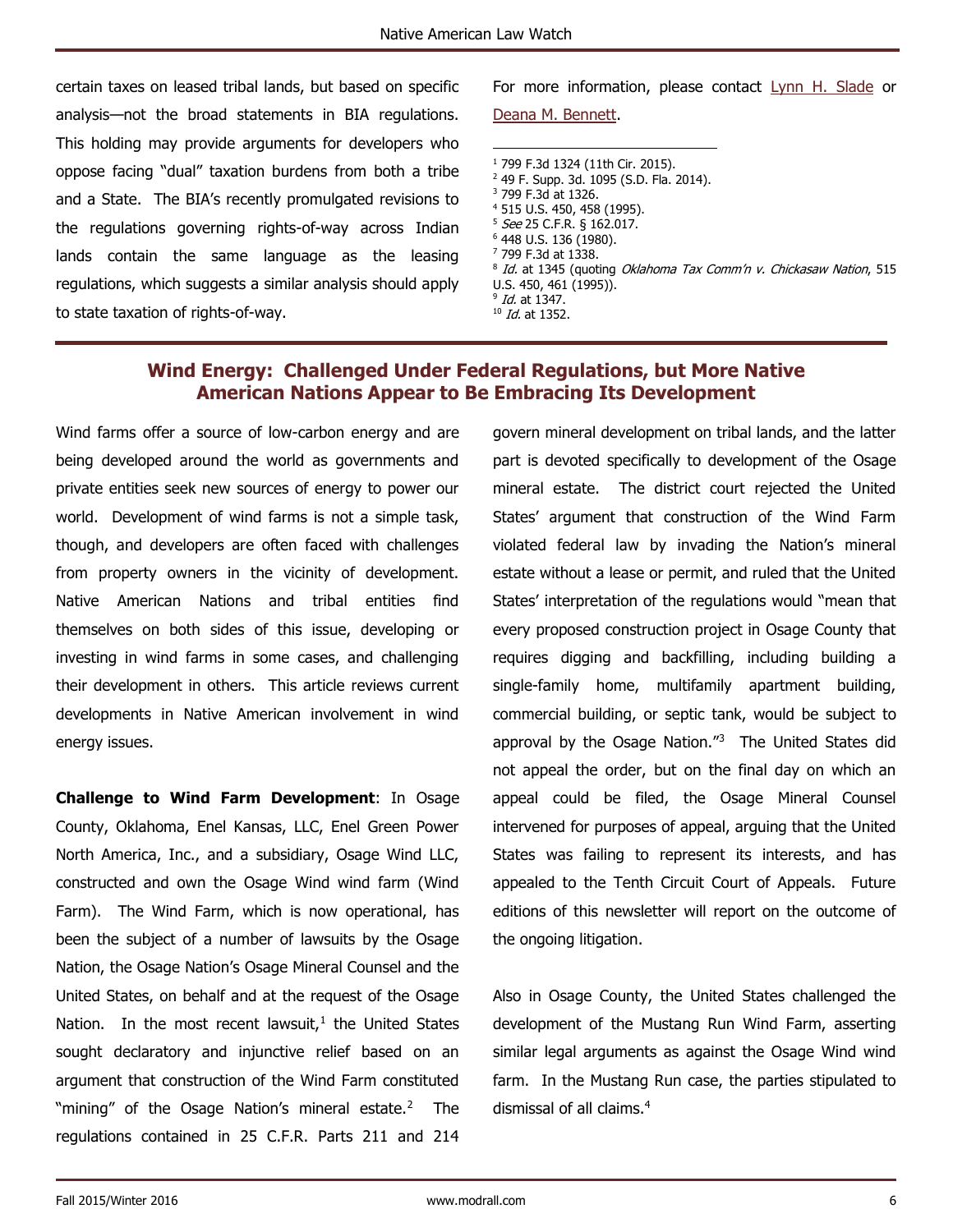certain taxes on leased tribal lands, but based on specific analysis—not the broad statements in BIA regulations. This holding may provide arguments for developers who oppose facing "dual" taxation burdens from both a tribe and a State. The BIA's recently promulgated revisions to the regulations governing rights-of-way across Indian lands contain the same language as the leasing regulations, which suggests a similar analysis should apply to state taxation of rights-of-way.

For more information, please contact Lynn H. Slade or Deana M. Bennett.

[1] 799 F.3d 1324 (11th Cir. 2015).
[2] 49 F. Supp. 3d. 1095 (S.D. Fla. 2014).
[3] 799 F.3d at 1326.
[4] 515 U.S. 450, 458 (1995).
[5] *See* 25 C.F.R. § 162.017.
[6] 448 U.S. 136 (1980).
[7] 799 F.3d at 1338.
[8] *Id.* at 1345 (quoting *Oklahoma Tax Comm'n v. Chickasaw Nation*, 515 U.S. 450, 461 (1995)).
[9] *Id.* at 1347.
[10] *Id.* at 1352.

## Wind Energy: Challenged Under Federal Regulations, but More Native American Nations Appear to Be Embracing Its Development

Wind farms offer a source of low-carbon energy and are being developed around the world as governments and private entities seek new sources of energy to power our world. Development of wind farms is not a simple task, though, and developers are often faced with challenges from property owners in the vicinity of development. Native American Nations and tribal entities find themselves on both sides of this issue, developing or investing in wind farms in some cases, and challenging their development in others. This article reviews current developments in Native American involvement in wind energy issues.

**Challenge to Wind Farm Development**: In Osage County, Oklahoma, Enel Kansas, LLC, Enel Green Power North America, Inc., and a subsidiary, Osage Wind LLC, constructed and own the Osage Wind wind farm (Wind Farm). The Wind Farm, which is now operational, has been the subject of a number of lawsuits by the Osage Nation, the Osage Nation's Osage Mineral Counsel and the United States, on behalf and at the request of the Osage Nation. In the most recent lawsuit,[1] the United States sought declaratory and injunctive relief based on an argument that construction of the Wind Farm constituted "mining" of the Osage Nation's mineral estate.[2] The regulations contained in 25 C.F.R. Parts 211 and 214 govern mineral development on tribal lands, and the latter part is devoted specifically to development of the Osage mineral estate. The district court rejected the United States' argument that construction of the Wind Farm violated federal law by invading the Nation's mineral estate without a lease or permit, and ruled that the United States' interpretation of the regulations would "mean that every proposed construction project in Osage County that requires digging and backfilling, including building a single-family home, multifamily apartment building, commercial building, or septic tank, would be subject to approval by the Osage Nation."[3] The United States did not appeal the order, but on the final day on which an appeal could be filed, the Osage Mineral Counsel intervened for purposes of appeal, arguing that the United States was failing to represent its interests, and has appealed to the Tenth Circuit Court of Appeals. Future editions of this newsletter will report on the outcome of the ongoing litigation.

Also in Osage County, the United States challenged the development of the Mustang Run Wind Farm, asserting similar legal arguments as against the Osage Wind wind farm. In the Mustang Run case, the parties stipulated to dismissal of all claims.[4]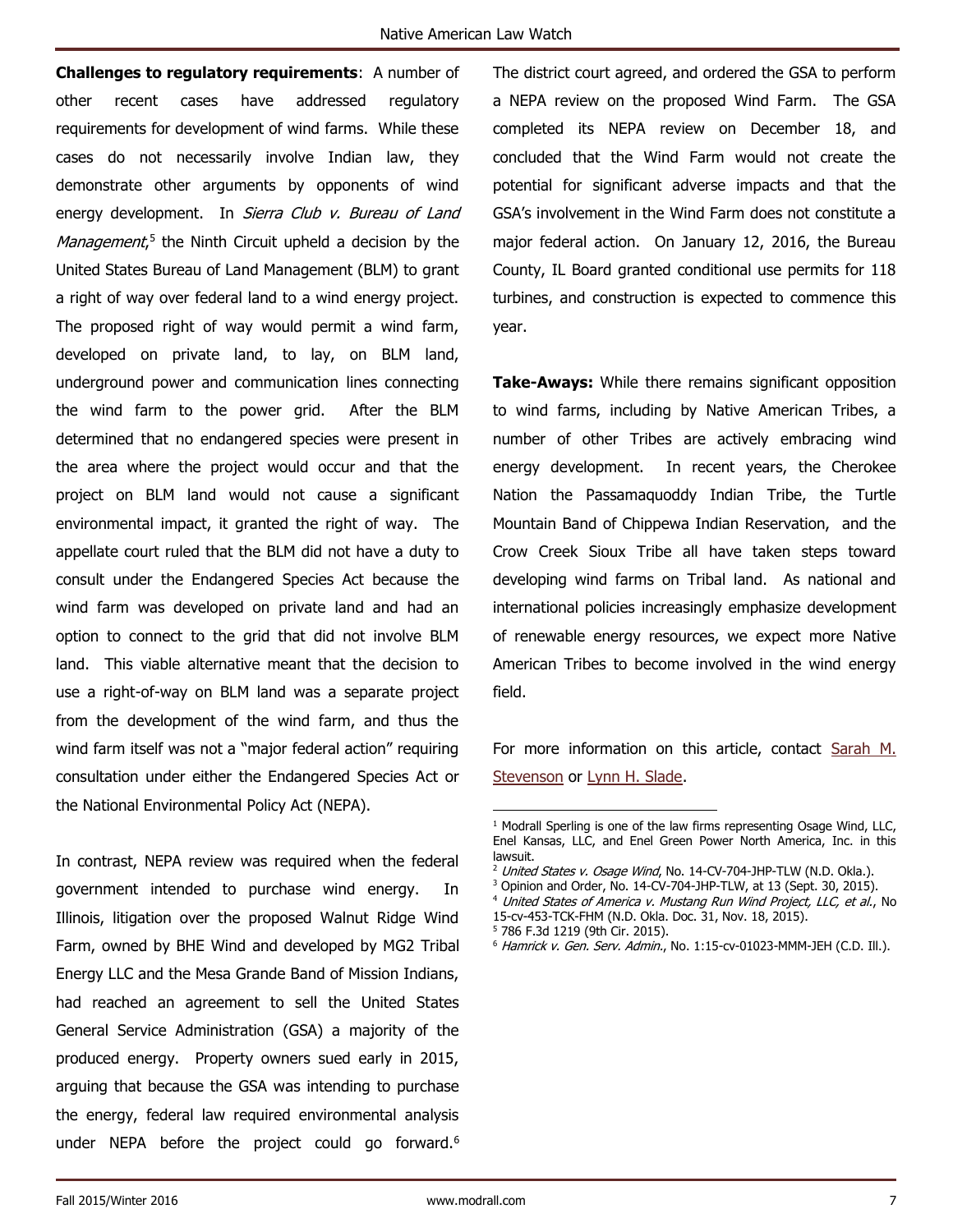**Challenges to regulatory requirements**: A number of other recent cases have addressed regulatory requirements for development of wind farms. While these cases do not necessarily involve Indian law, they demonstrate other arguments by opponents of wind energy development. In *Sierra Club v. Bureau of Land Management*,[5] the Ninth Circuit upheld a decision by the United States Bureau of Land Management (BLM) to grant a right of way over federal land to a wind energy project. The proposed right of way would permit a wind farm, developed on private land, to lay, on BLM land, underground power and communication lines connecting the wind farm to the power grid. After the BLM determined that no endangered species were present in the area where the project would occur and that the project on BLM land would not cause a significant environmental impact, it granted the right of way. The appellate court ruled that the BLM did not have a duty to consult under the Endangered Species Act because the wind farm was developed on private land and had an option to connect to the grid that did not involve BLM land. This viable alternative meant that the decision to use a right-of-way on BLM land was a separate project from the development of the wind farm, and thus the wind farm itself was not a "major federal action" requiring consultation under either the Endangered Species Act or the National Environmental Policy Act (NEPA).

In contrast, NEPA review was required when the federal government intended to purchase wind energy. In Illinois, litigation over the proposed Walnut Ridge Wind Farm, owned by BHE Wind and developed by MG2 Tribal Energy LLC and the Mesa Grande Band of Mission Indians, had reached an agreement to sell the United States General Service Administration (GSA) a majority of the produced energy. Property owners sued early in 2015, arguing that because the GSA was intending to purchase the energy, federal law required environmental analysis under NEPA before the project could go forward.[6] The district court agreed, and ordered the GSA to perform a NEPA review on the proposed Wind Farm. The GSA completed its NEPA review on December 18, and concluded that the Wind Farm would not create the potential for significant adverse impacts and that the GSA's involvement in the Wind Farm does not constitute a major federal action. On January 12, 2016, the Bureau County, IL Board granted conditional use permits for 118 turbines, and construction is expected to commence this year.

**Take-Aways:** While there remains significant opposition to wind farms, including by Native American Tribes, a number of other Tribes are actively embracing wind energy development. In recent years, the Cherokee Nation the Passamaquoddy Indian Tribe, the Turtle Mountain Band of Chippewa Indian Reservation, and the Crow Creek Sioux Tribe all have taken steps toward developing wind farms on Tribal land. As national and international policies increasingly emphasize development of renewable energy resources, we expect more Native American Tribes to become involved in the wind energy field.

For more information on this article, contact Sarah M. Stevenson or Lynn H. Slade.

---

[1] Modrall Sperling is one of the law firms representing Osage Wind, LLC, Enel Kansas, LLC, and Enel Green Power North America, Inc. in this lawsuit.

[2] *United States v. Osage Wind*, No. 14-CV-704-JHP-TLW (N.D. Okla.).

[3] Opinion and Order, No. 14-CV-704-JHP-TLW, at 13 (Sept. 30, 2015).

[4] *United States of America v. Mustang Run Wind Project, LLC, et al.*, No 15-cv-453-TCK-FHM (N.D. Okla. Doc. 31, Nov. 18, 2015).

[5] 786 F.3d 1219 (9th Cir. 2015).

[6] *Hamrick v. Gen. Serv. Admin.*, No. 1:15-cv-01023-MMM-JEH (C.D. Ill.).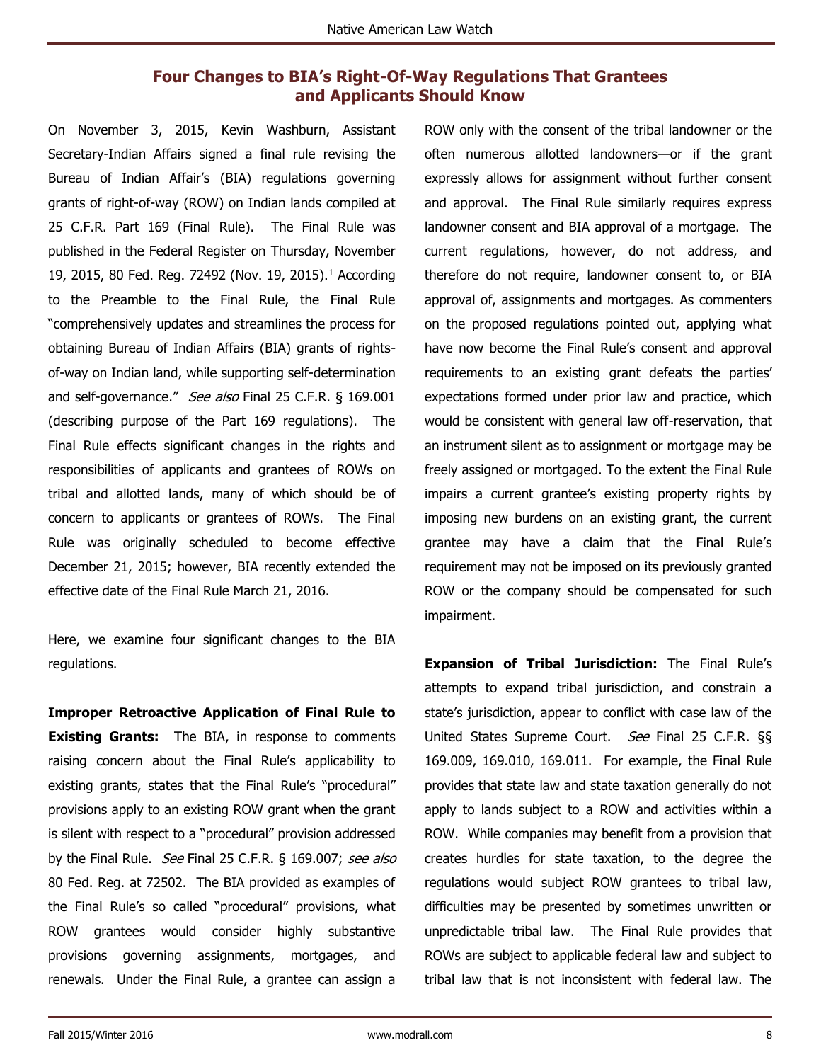## Four Changes to BIA's Right-Of-Way Regulations That Grantees and Applicants Should Know

On November 3, 2015, Kevin Washburn, Assistant Secretary-Indian Affairs signed a final rule revising the Bureau of Indian Affair's (BIA) regulations governing grants of right-of-way (ROW) on Indian lands compiled at 25 C.F.R. Part 169 (Final Rule). The Final Rule was published in the Federal Register on Thursday, November 19, 2015, 80 Fed. Reg. 72492 (Nov. 19, 2015).[1] According to the Preamble to the Final Rule, the Final Rule "comprehensively updates and streamlines the process for obtaining Bureau of Indian Affairs (BIA) grants of rights-of-way on Indian land, while supporting self-determination and self-governance." *See also* Final 25 C.F.R. § 169.001 (describing purpose of the Part 169 regulations). The Final Rule effects significant changes in the rights and responsibilities of applicants and grantees of ROWs on tribal and allotted lands, many of which should be of concern to applicants or grantees of ROWs. The Final Rule was originally scheduled to become effective December 21, 2015; however, BIA recently extended the effective date of the Final Rule March 21, 2016.

Here, we examine four significant changes to the BIA regulations.

**Improper Retroactive Application of Final Rule to Existing Grants:** The BIA, in response to comments raising concern about the Final Rule's applicability to existing grants, states that the Final Rule's "procedural" provisions apply to an existing ROW grant when the grant is silent with respect to a "procedural" provision addressed by the Final Rule. *See* Final 25 C.F.R. § 169.007; *see also* 80 Fed. Reg. at 72502. The BIA provided as examples of the Final Rule's so called "procedural" provisions, what ROW grantees would consider highly substantive provisions governing assignments, mortgages, and renewals. Under the Final Rule, a grantee can assign a ROW only with the consent of the tribal landowner or the often numerous allotted landowners—or if the grant expressly allows for assignment without further consent and approval. The Final Rule similarly requires express landowner consent and BIA approval of a mortgage. The current regulations, however, do not address, and therefore do not require, landowner consent to, or BIA approval of, assignments and mortgages. As commenters on the proposed regulations pointed out, applying what have now become the Final Rule's consent and approval requirements to an existing grant defeats the parties' expectations formed under prior law and practice, which would be consistent with general law off-reservation, that an instrument silent as to assignment or mortgage may be freely assigned or mortgaged. To the extent the Final Rule impairs a current grantee's existing property rights by imposing new burdens on an existing grant, the current grantee may have a claim that the Final Rule's requirement may not be imposed on its previously granted ROW or the company should be compensated for such impairment.

**Expansion of Tribal Jurisdiction:** The Final Rule's attempts to expand tribal jurisdiction, and constrain a state's jurisdiction, appear to conflict with case law of the United States Supreme Court. *See* Final 25 C.F.R. §§ 169.009, 169.010, 169.011. For example, the Final Rule provides that state law and state taxation generally do not apply to lands subject to a ROW and activities within a ROW. While companies may benefit from a provision that creates hurdles for state taxation, to the degree the regulations would subject ROW grantees to tribal law, difficulties may be presented by sometimes unwritten or unpredictable tribal law. The Final Rule provides that ROWs are subject to applicable federal law and subject to tribal law that is not inconsistent with federal law. The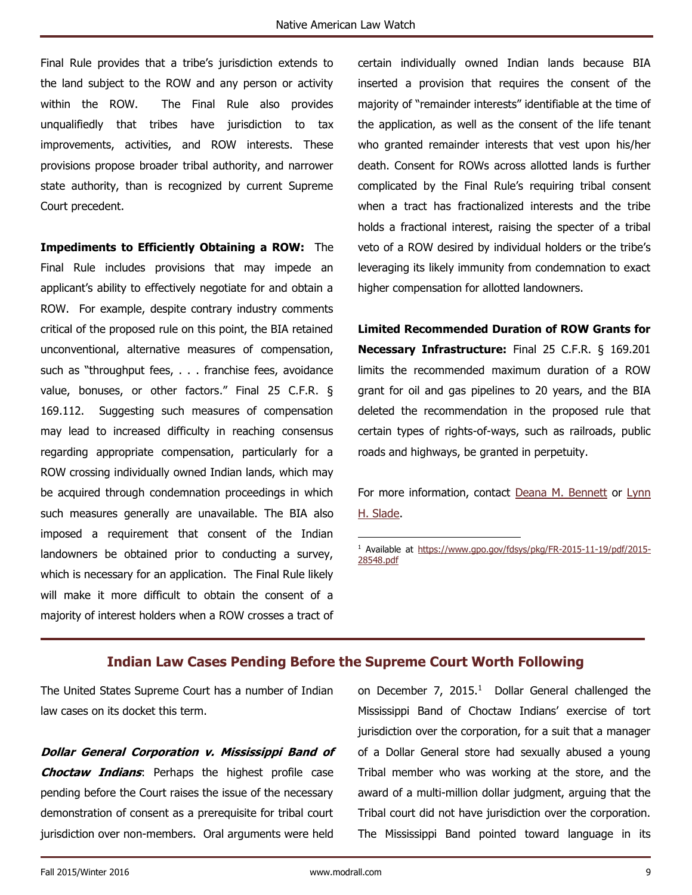Final Rule provides that a tribe's jurisdiction extends to the land subject to the ROW and any person or activity within the ROW. The Final Rule also provides unqualifiedly that tribes have jurisdiction to tax improvements, activities, and ROW interests. These provisions propose broader tribal authority, and narrower state authority, than is recognized by current Supreme Court precedent.

**Impediments to Efficiently Obtaining a ROW:** The Final Rule includes provisions that may impede an applicant's ability to effectively negotiate for and obtain a ROW. For example, despite contrary industry comments critical of the proposed rule on this point, the BIA retained unconventional, alternative measures of compensation, such as "throughput fees, . . . franchise fees, avoidance value, bonuses, or other factors." Final 25 C.F.R. § 169.112. Suggesting such measures of compensation may lead to increased difficulty in reaching consensus regarding appropriate compensation, particularly for a ROW crossing individually owned Indian lands, which may be acquired through condemnation proceedings in which such measures generally are unavailable. The BIA also imposed a requirement that consent of the Indian landowners be obtained prior to conducting a survey, which is necessary for an application. The Final Rule likely will make it more difficult to obtain the consent of a majority of interest holders when a ROW crosses a tract of certain individually owned Indian lands because BIA inserted a provision that requires the consent of the majority of "remainder interests" identifiable at the time of the application, as well as the consent of the life tenant who granted remainder interests that vest upon his/her death. Consent for ROWs across allotted lands is further complicated by the Final Rule's requiring tribal consent when a tract has fractionalized interests and the tribe holds a fractional interest, raising the specter of a tribal veto of a ROW desired by individual holders or the tribe's leveraging its likely immunity from condemnation to exact higher compensation for allotted landowners.

**Limited Recommended Duration of ROW Grants for Necessary Infrastructure:** Final 25 C.F.R. § 169.201 limits the recommended maximum duration of a ROW grant for oil and gas pipelines to 20 years, and the BIA deleted the recommendation in the proposed rule that certain types of rights-of-ways, such as railroads, public roads and highways, be granted in perpetuity.

For more information, contact Deana M. Bennett or Lynn H. Slade.

[1] Available at https://www.gpo.gov/fdsys/pkg/FR-2015-11-19/pdf/2015-28548.pdf

## Indian Law Cases Pending Before the Supreme Court Worth Following

The United States Supreme Court has a number of Indian law cases on its docket this term.

***Dollar General Corporation v. Mississippi Band of Choctaw Indians***: Perhaps the highest profile case pending before the Court raises the issue of the necessary demonstration of consent as a prerequisite for tribal court jurisdiction over non-members. Oral arguments were held on December 7, 2015.[1] Dollar General challenged the Mississippi Band of Choctaw Indians' exercise of tort jurisdiction over the corporation, for a suit that a manager of a Dollar General store had sexually abused a young Tribal member who was working at the store, and the award of a multi-million dollar judgment, arguing that the Tribal court did not have jurisdiction over the corporation. The Mississippi Band pointed toward language in its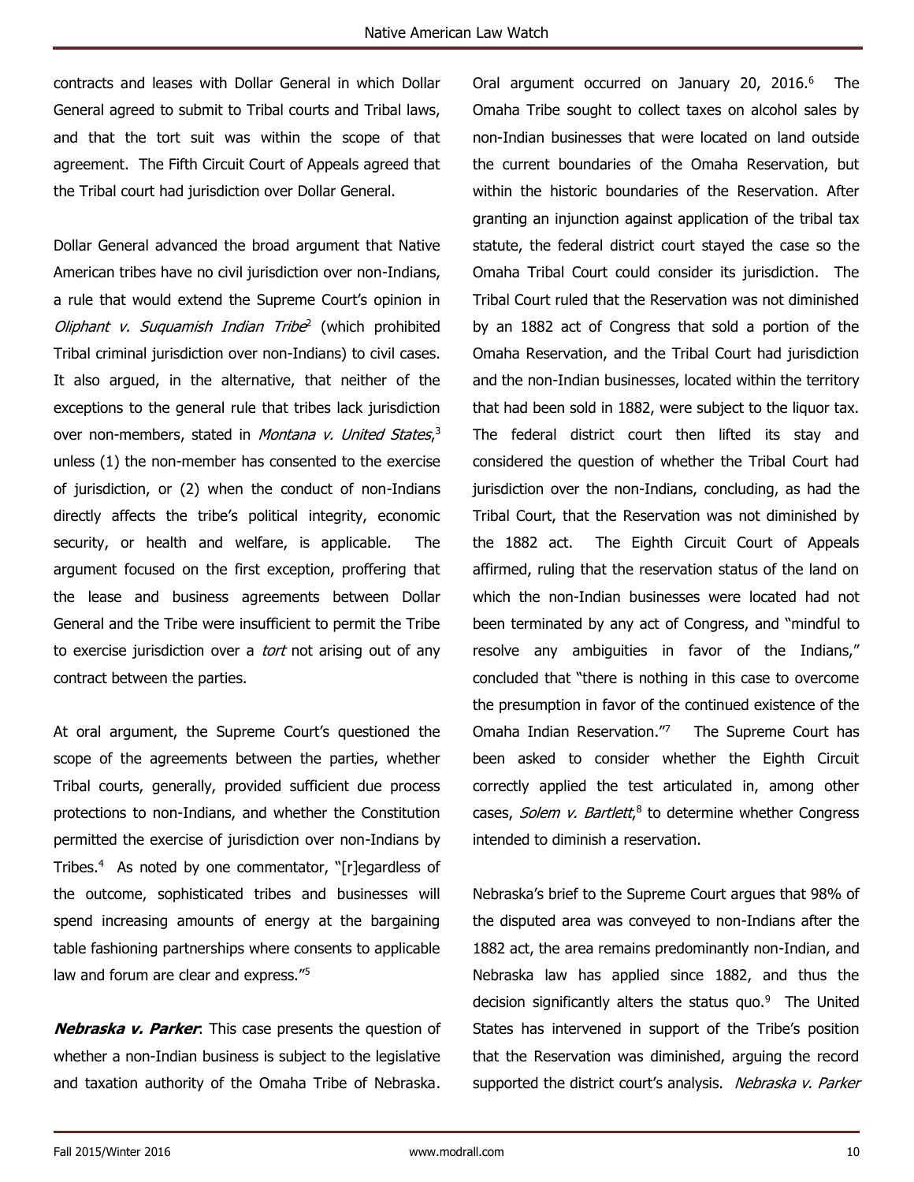contracts and leases with Dollar General in which Dollar General agreed to submit to Tribal courts and Tribal laws, and that the tort suit was within the scope of that agreement. The Fifth Circuit Court of Appeals agreed that the Tribal court had jurisdiction over Dollar General.

Dollar General advanced the broad argument that Native American tribes have no civil jurisdiction over non-Indians, a rule that would extend the Supreme Court's opinion in *Oliphant v. Suquamish Indian Tribe*[2] (which prohibited Tribal criminal jurisdiction over non-Indians) to civil cases. It also argued, in the alternative, that neither of the exceptions to the general rule that tribes lack jurisdiction over non-members, stated in *Montana v. United States*,[3] unless (1) the non-member has consented to the exercise of jurisdiction, or (2) when the conduct of non-Indians directly affects the tribe's political integrity, economic security, or health and welfare, is applicable. The argument focused on the first exception, proffering that the lease and business agreements between Dollar General and the Tribe were insufficient to permit the Tribe to exercise jurisdiction over a *tort* not arising out of any contract between the parties.

At oral argument, the Supreme Court's questioned the scope of the agreements between the parties, whether Tribal courts, generally, provided sufficient due process protections to non-Indians, and whether the Constitution permitted the exercise of jurisdiction over non-Indians by Tribes.[4] As noted by one commentator, "[r]egardless of the outcome, sophisticated tribes and businesses will spend increasing amounts of energy at the bargaining table fashioning partnerships where consents to applicable law and forum are clear and express."[5]

***Nebraska v. Parker***: This case presents the question of whether a non-Indian business is subject to the legislative and taxation authority of the Omaha Tribe of Nebraska. Oral argument occurred on January 20, 2016.[6] The Omaha Tribe sought to collect taxes on alcohol sales by non-Indian businesses that were located on land outside the current boundaries of the Omaha Reservation, but within the historic boundaries of the Reservation. After granting an injunction against application of the tribal tax statute, the federal district court stayed the case so the Omaha Tribal Court could consider its jurisdiction. The Tribal Court ruled that the Reservation was not diminished by an 1882 act of Congress that sold a portion of the Omaha Reservation, and the Tribal Court had jurisdiction and the non-Indian businesses, located within the territory that had been sold in 1882, were subject to the liquor tax. The federal district court then lifted its stay and considered the question of whether the Tribal Court had jurisdiction over the non-Indians, concluding, as had the Tribal Court, that the Reservation was not diminished by the 1882 act. The Eighth Circuit Court of Appeals affirmed, ruling that the reservation status of the land on which the non-Indian businesses were located had not been terminated by any act of Congress, and "mindful to resolve any ambiguities in favor of the Indians," concluded that "there is nothing in this case to overcome the presumption in favor of the continued existence of the Omaha Indian Reservation."[7] The Supreme Court has been asked to consider whether the Eighth Circuit correctly applied the test articulated in, among other cases, *Solem v. Bartlett*,[8] to determine whether Congress intended to diminish a reservation.

Nebraska's brief to the Supreme Court argues that 98% of the disputed area was conveyed to non-Indians after the 1882 act, the area remains predominantly non-Indian, and Nebraska law has applied since 1882, and thus the decision significantly alters the status quo.[9] The United States has intervened in support of the Tribe's position that the Reservation was diminished, arguing the record supported the district court's analysis. *Nebraska v. Parker*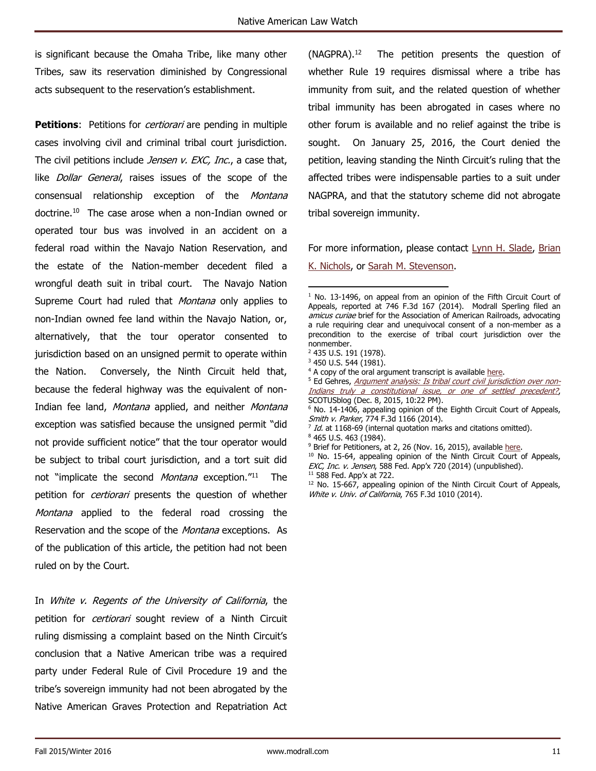is significant because the Omaha Tribe, like many other Tribes, saw its reservation diminished by Congressional acts subsequent to the reservation's establishment.

**Petitions**: Petitions for *certiorari* are pending in multiple cases involving civil and criminal tribal court jurisdiction. The civil petitions include *Jensen v. EXC, Inc.*, a case that, like *Dollar General*, raises issues of the scope of the consensual relationship exception of the *Montana* doctrine.[10] The case arose when a non-Indian owned or operated tour bus was involved in an accident on a federal road within the Navajo Nation Reservation, and the estate of the Nation-member decedent filed a wrongful death suit in tribal court. The Navajo Nation Supreme Court had ruled that *Montana* only applies to non-Indian owned fee land within the Navajo Nation, or, alternatively, that the tour operator consented to jurisdiction based on an unsigned permit to operate within the Nation. Conversely, the Ninth Circuit held that, because the federal highway was the equivalent of non-Indian fee land, *Montana* applied, and neither *Montana* exception was satisfied because the unsigned permit "did not provide sufficient notice" that the tour operator would be subject to tribal court jurisdiction, and a tort suit did not "implicate the second *Montana* exception."[11] The petition for *certiorari* presents the question of whether *Montana* applied to the federal road crossing the Reservation and the scope of the *Montana* exceptions. As of the publication of this article, the petition had not been ruled on by the Court.

In *White v. Regents of the University of California*, the petition for *certiorari* sought review of a Ninth Circuit ruling dismissing a complaint based on the Ninth Circuit's conclusion that a Native American tribe was a required party under Federal Rule of Civil Procedure 19 and the tribe's sovereign immunity had not been abrogated by the Native American Graves Protection and Repatriation Act (NAGPRA).[12] The petition presents the question of whether Rule 19 requires dismissal where a tribe has immunity from suit, and the related question of whether tribal immunity has been abrogated in cases where no other forum is available and no relief against the tribe is sought. On January 25, 2016, the Court denied the petition, leaving standing the Ninth Circuit's ruling that the affected tribes were indispensable parties to a suit under NAGPRA, and that the statutory scheme did not abrogate tribal sovereign immunity.

For more information, please contact Lynn H. Slade, Brian K. Nichols, or Sarah M. Stevenson.

---

[1] No. 13-1496, on appeal from an opinion of the Fifth Circuit Court of Appeals, reported at 746 F.3d 167 (2014). Modrall Sperling filed an *amicus curiae* brief for the Association of American Railroads, advocating a rule requiring clear and unequivocal consent of a non-member as a precondition to the exercise of tribal court jurisdiction over the nonmember.

[2] 435 U.S. 191 (1978).

[3] 450 U.S. 544 (1981).

[4] A copy of the oral argument transcript is available here.

[5] Ed Gehres, *Argument analysis: Is tribal court civil jurisdiction over non-Indians truly a constitutional issue, or one of settled precedent?*, SCOTUSblog (Dec. 8, 2015, 10:22 PM).

[6] No. 14-1406, appealing opinion of the Eighth Circuit Court of Appeals, *Smith v. Parker*, 774 F.3d 1166 (2014).

[7] *Id.* at 1168-69 (internal quotation marks and citations omitted).

[8] 465 U.S. 463 (1984).

[9] Brief for Petitioners, at 2, 26 (Nov. 16, 2015), available here.

[10] No. 15-64, appealing opinion of the Ninth Circuit Court of Appeals, *EXC, Inc. v. Jensen*, 588 Fed. App'x 720 (2014) (unpublished).

[11] 588 Fed. App'x at 722.

[12] No. 15-667, appealing opinion of the Ninth Circuit Court of Appeals, *White v. Univ. of California*, 765 F.3d 1010 (2014).